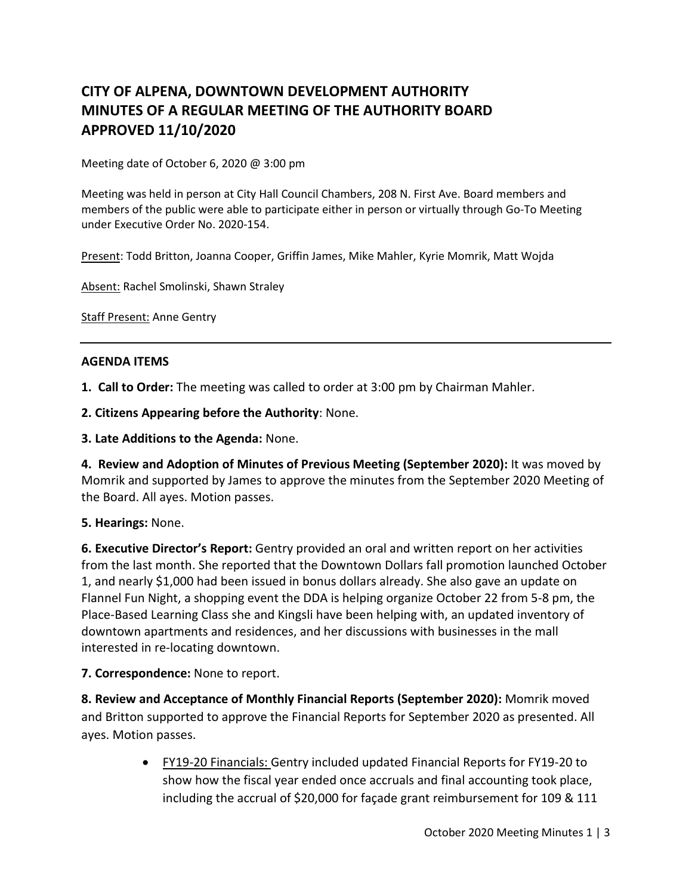# CITY OF ALPENA, DOWNTOWN DEVELOPMENT AUTHORITY
# MINUTES OF A REGULAR MEETING OF THE AUTHORITY BOARD
# APPROVED 11/10/2020

Meeting date of October 6, 2020 @ 3:00 pm

Meeting was held in person at City Hall Council Chambers, 208 N. First Ave. Board members and members of the public were able to participate either in person or virtually through Go-To Meeting under Executive Order No. 2020-154.

Present: Todd Britton, Joanna Cooper, Griffin James, Mike Mahler, Kyrie Momrik, Matt Wojda

Absent: Rachel Smolinski, Shawn Straley

Staff Present: Anne Gentry

---

**AGENDA ITEMS**

**1. Call to Order:** The meeting was called to order at 3:00 pm by Chairman Mahler.

**2. Citizens Appearing before the Authority**: None.

**3. Late Additions to the Agenda:** None.

**4. Review and Adoption of Minutes of Previous Meeting (September 2020):** It was moved by Momrik and supported by James to approve the minutes from the September 2020 Meeting of the Board. All ayes. Motion passes.

**5. Hearings:** None.

**6. Executive Director's Report:** Gentry provided an oral and written report on her activities from the last month. She reported that the Downtown Dollars fall promotion launched October 1, and nearly $1,000 had been issued in bonus dollars already. She also gave an update on Flannel Fun Night, a shopping event the DDA is helping organize October 22 from 5-8 pm, the Place-Based Learning Class she and Kingsli have been helping with, an updated inventory of downtown apartments and residences, and her discussions with businesses in the mall interested in re-locating downtown.

**7. Correspondence:** None to report.

**8. Review and Acceptance of Monthly Financial Reports (September 2020):** Momrik moved and Britton supported to approve the Financial Reports for September 2020 as presented. All ayes. Motion passes.

- FY19-20 Financials: Gentry included updated Financial Reports for FY19-20 to show how the fiscal year ended once accruals and final accounting took place, including the accrual of $20,000 for façade grant reimbursement for 109 & 111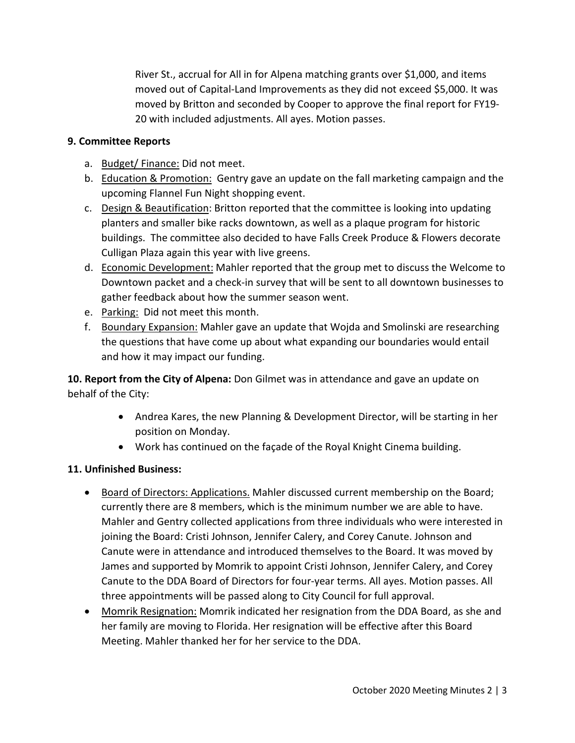River St., accrual for All in for Alpena matching grants over $1,000, and items moved out of Capital-Land Improvements as they did not exceed $5,000. It was moved by Britton and seconded by Cooper to approve the final report for FY19-20 with included adjustments. All ayes. Motion passes.

**9. Committee Reports**

a. Budget/ Finance: Did not meet.
b. Education & Promotion: Gentry gave an update on the fall marketing campaign and the upcoming Flannel Fun Night shopping event.
c. Design & Beautification: Britton reported that the committee is looking into updating planters and smaller bike racks downtown, as well as a plaque program for historic buildings. The committee also decided to have Falls Creek Produce & Flowers decorate Culligan Plaza again this year with live greens.
d. Economic Development: Mahler reported that the group met to discuss the Welcome to Downtown packet and a check-in survey that will be sent to all downtown businesses to gather feedback about how the summer season went.
e. Parking: Did not meet this month.
f. Boundary Expansion: Mahler gave an update that Wojda and Smolinski are researching the questions that have come up about what expanding our boundaries would entail and how it may impact our funding.

**10. Report from the City of Alpena:** Don Gilmet was in attendance and gave an update on behalf of the City:

- Andrea Kares, the new Planning & Development Director, will be starting in her position on Monday.
- Work has continued on the façade of the Royal Knight Cinema building.

**11. Unfinished Business:**

- Board of Directors: Applications. Mahler discussed current membership on the Board; currently there are 8 members, which is the minimum number we are able to have. Mahler and Gentry collected applications from three individuals who were interested in joining the Board: Cristi Johnson, Jennifer Calery, and Corey Canute. Johnson and Canute were in attendance and introduced themselves to the Board. It was moved by James and supported by Momrik to appoint Cristi Johnson, Jennifer Calery, and Corey Canute to the DDA Board of Directors for four-year terms. All ayes. Motion passes. All three appointments will be passed along to City Council for full approval.
- Momrik Resignation: Momrik indicated her resignation from the DDA Board, as she and her family are moving to Florida. Her resignation will be effective after this Board Meeting. Mahler thanked her for her service to the DDA.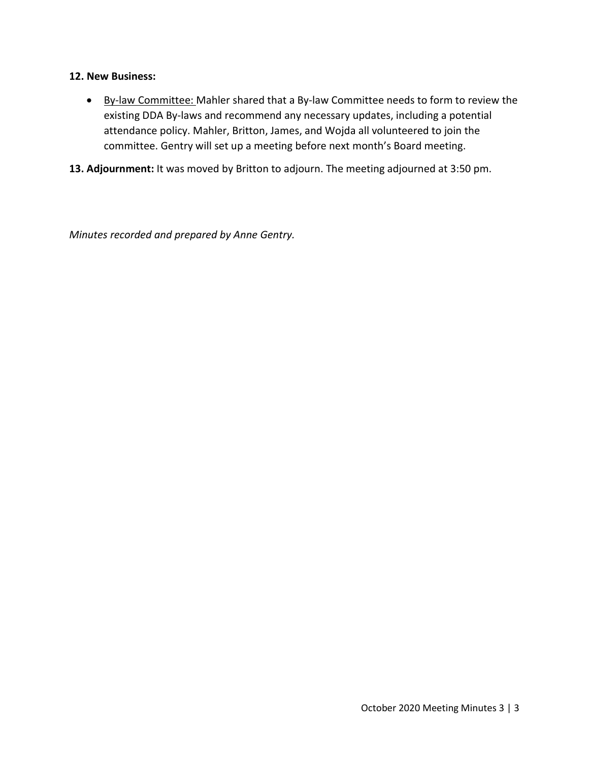**12. New Business:**

- By-law Committee: Mahler shared that a By-law Committee needs to form to review the existing DDA By-laws and recommend any necessary updates, including a potential attendance policy. Mahler, Britton, James, and Wojda all volunteered to join the committee. Gentry will set up a meeting before next month's Board meeting.

**13. Adjournment:** It was moved by Britton to adjourn. The meeting adjourned at 3:50 pm.

*Minutes recorded and prepared by Anne Gentry.*